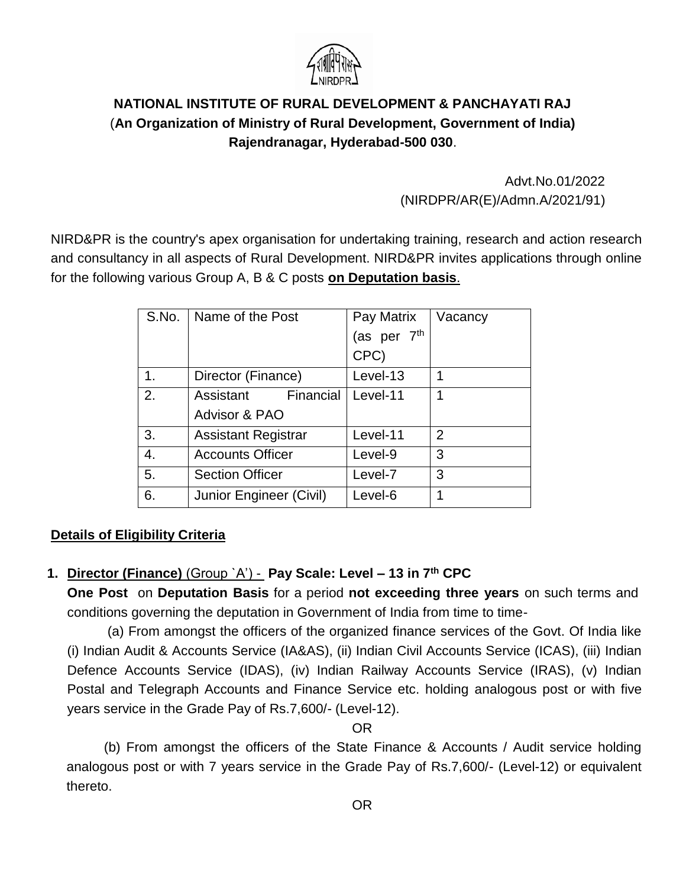# NATIONAL INSTITUTE OF RURAL DEVELOPMENT & PANCHAYATI RAJ

**(An Organization of Ministry of Rural Development, Government of India)**

**Rajendranagar, Hyderabad-500 030**.

Advt.No.01/2022

(NIRDPR/AR(E)/Admn.A/2021/91)

NIRD&PR is the country's apex organisation for undertaking training, research and action research and consultancy in all aspects of Rural Development. NIRD&PR invites applications through online for the following various Group A, B & C posts **on Deputation basis**.

| S.No. | Name of the Post | Pay Matrix (as per 7th CPC) | Vacancy |
|---|---|---|---|
| 1. | Director (Finance) | Level-13 | 1 |
| 2. | Assistant Financial Advisor & PAO | Level-11 | 1 |
| 3. | Assistant Registrar | Level-11 | 2 |
| 4. | Accounts Officer | Level-9 | 3 |
| 5. | Section Officer | Level-7 | 3 |
| 6. | Junior Engineer (Civil) | Level-6 | 1 |

## Details of Eligibility Criteria

**1. Director (Finance)** (Group `A') - **Pay Scale: Level – 13 in 7th CPC**

**One Post** on **Deputation Basis** for a period **not exceeding three years** on such terms and conditions governing the deputation in Government of India from time to time-

(a) From amongst the officers of the organized finance services of the Govt. Of India like (i) Indian Audit & Accounts Service (IA&AS), (ii) Indian Civil Accounts Service (ICAS), (iii) Indian Defence Accounts Service (IDAS), (iv) Indian Railway Accounts Service (IRAS), (v) Indian Postal and Telegraph Accounts and Finance Service etc. holding analogous post or with five years service in the Grade Pay of Rs.7,600/- (Level-12).

OR

(b) From amongst the officers of the State Finance & Accounts / Audit service holding analogous post or with 7 years service in the Grade Pay of Rs.7,600/- (Level-12) or equivalent thereto.

OR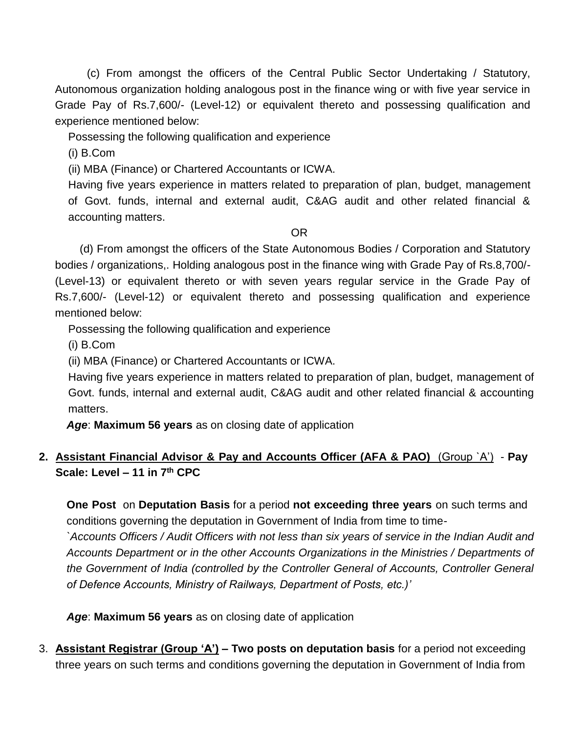(c) From amongst the officers of the Central Public Sector Undertaking / Statutory, Autonomous organization holding analogous post in the finance wing or with five year service in Grade Pay of Rs.7,600/- (Level-12) or equivalent thereto and possessing qualification and experience mentioned below:

Possessing the following qualification and experience

(i) B.Com

(ii) MBA (Finance) or Chartered Accountants or ICWA.

Having five years experience in matters related to preparation of plan, budget, management of Govt. funds, internal and external audit, C&AG audit and other related financial & accounting matters.

OR

(d) From amongst the officers of the State Autonomous Bodies / Corporation and Statutory bodies / organizations,. Holding analogous post in the finance wing with Grade Pay of Rs.8,700/- (Level-13) or equivalent thereto or with seven years regular service in the Grade Pay of Rs.7,600/- (Level-12) or equivalent thereto and possessing qualification and experience mentioned below:

Possessing the following qualification and experience

(i) B.Com

(ii) MBA (Finance) or Chartered Accountants or ICWA.

Having five years experience in matters related to preparation of plan, budget, management of Govt. funds, internal and external audit, C&AG audit and other related financial & accounting matters.

***Age***: **Maximum 56 years** as on closing date of application

2. **Assistant Financial Advisor & Pay and Accounts Officer (AFA & PAO)** (Group `A') - **Pay Scale: Level – 11 in 7th CPC**

   **One Post** on **Deputation Basis** for a period **not exceeding three years** on such terms and conditions governing the deputation in Government of India from time to time-

   *`Accounts Officers / Audit Officers with not less than six years of service in the Indian Audit and Accounts Department or in the other Accounts Organizations in the Ministries / Departments of the Government of India (controlled by the Controller General of Accounts, Controller General of Defence Accounts, Ministry of Railways, Department of Posts, etc.)'*

   ***Age***: **Maximum 56 years** as on closing date of application

3. **Assistant Registrar (Group 'A') – Two posts on deputation basis** for a period not exceeding three years on such terms and conditions governing the deputation in Government of India from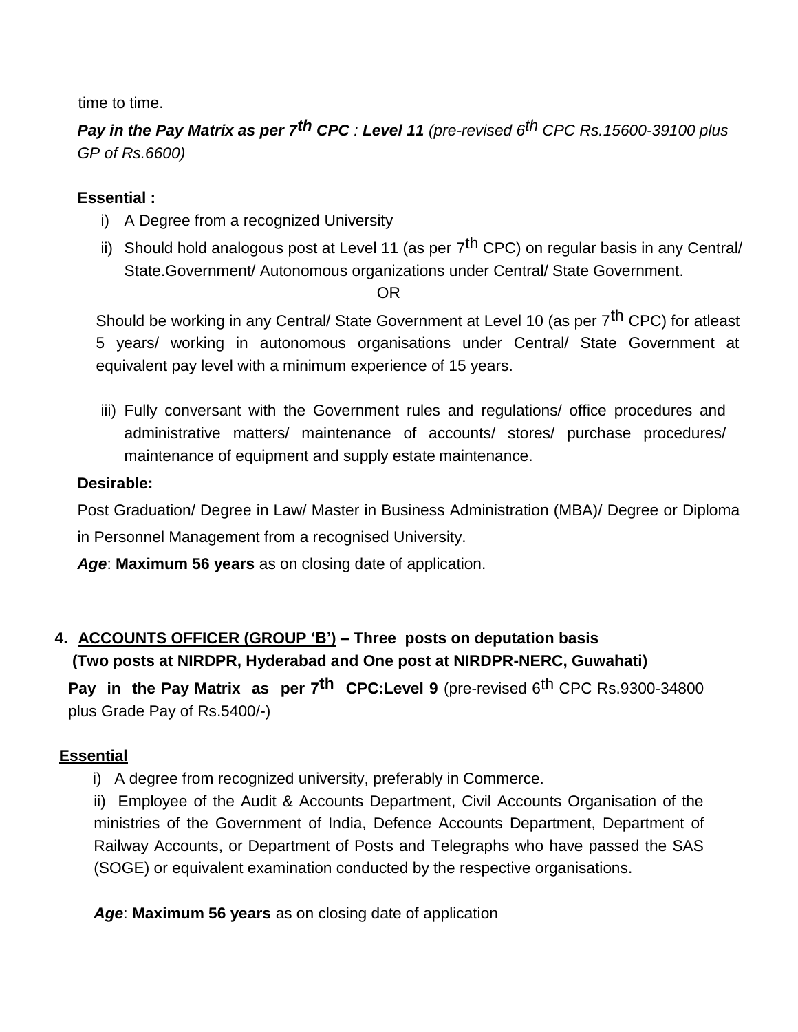time to time.

***Pay in the Pay Matrix as per 7th CPC** : **Level 11** (pre-revised 6th CPC Rs.15600-39100 plus GP of Rs.6600)*

**Essential :**

i) A Degree from a recognized University

ii) Should hold analogous post at Level 11 (as per 7th CPC) on regular basis in any Central/ State.Government/ Autonomous organizations under Central/ State Government.

OR

Should be working in any Central/ State Government at Level 10 (as per 7th CPC) for atleast 5 years/ working in autonomous organisations under Central/ State Government at equivalent pay level with a minimum experience of 15 years.

iii) Fully conversant with the Government rules and regulations/ office procedures and administrative matters/ maintenance of accounts/ stores/ purchase procedures/ maintenance of equipment and supply estate maintenance.

**Desirable:**

Post Graduation/ Degree in Law/ Master in Business Administration (MBA)/ Degree or Diploma in Personnel Management from a recognised University.

***Age***: **Maximum 56 years** as on closing date of application.

## 4. ACCOUNTS OFFICER (GROUP 'B') – Three posts on deputation basis (Two posts at NIRDPR, Hyderabad and One post at NIRDPR-NERC, Guwahati)

**Pay in the Pay Matrix as per 7th CPC:Level 9** (pre-revised 6th CPC Rs.9300-34800 plus Grade Pay of Rs.5400/-)

**Essential**

i) A degree from recognized university, preferably in Commerce.

ii) Employee of the Audit & Accounts Department, Civil Accounts Organisation of the ministries of the Government of India, Defence Accounts Department, Department of Railway Accounts, or Department of Posts and Telegraphs who have passed the SAS (SOGE) or equivalent examination conducted by the respective organisations.

***Age***: **Maximum 56 years** as on closing date of application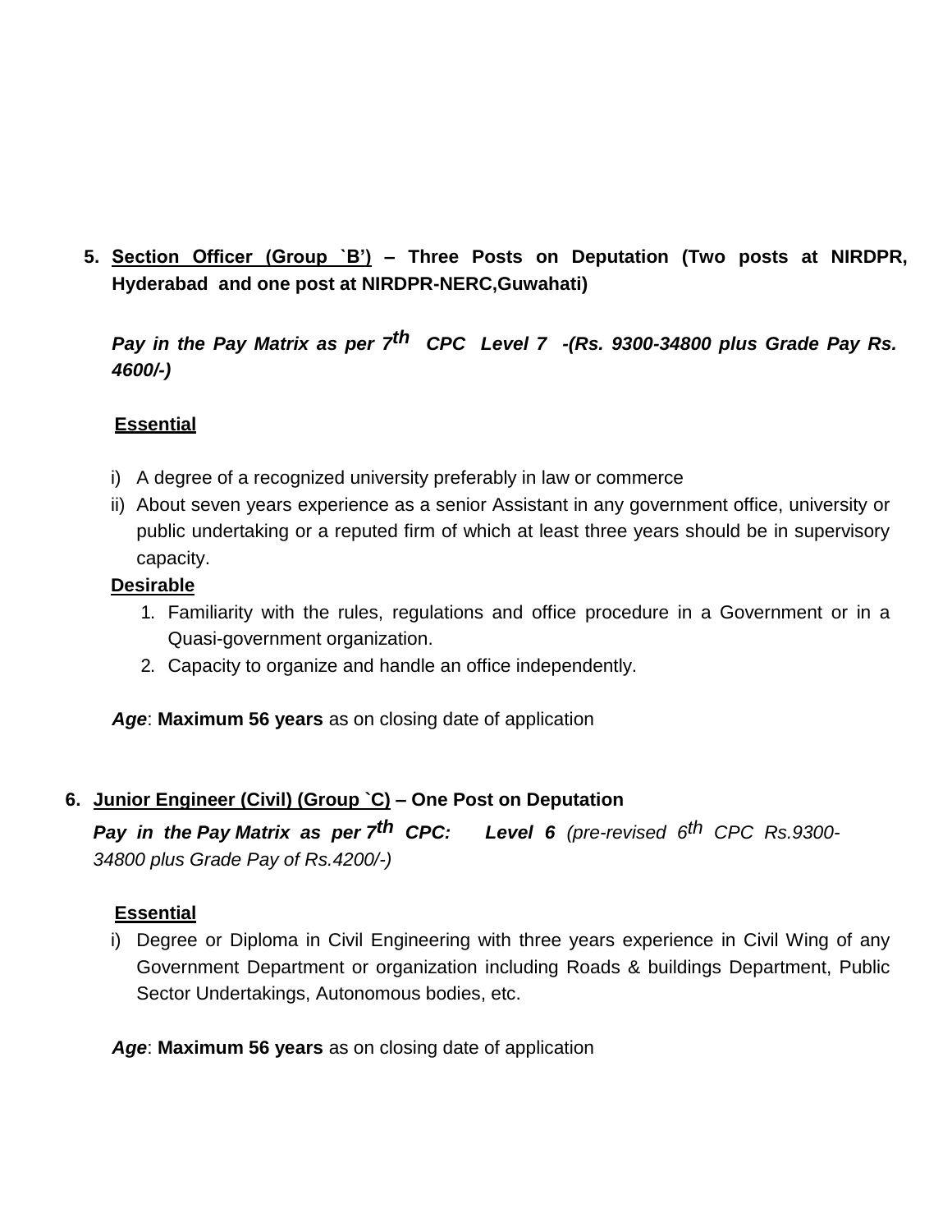5. **<u>Section Officer (Group `B')</u> – Three Posts on Deputation (Two posts at NIRDPR, Hyderabad and one post at NIRDPR-NERC,Guwahati)**

   ***Pay in the Pay Matrix as per 7th CPC Level 7 -(Rs. 9300-34800 plus Grade Pay Rs. 4600/-)***

   **<u>Essential</u>**

   i) A degree of a recognized university preferably in law or commerce
   ii) About seven years experience as a senior Assistant in any government office, university or public undertaking or a reputed firm of which at least three years should be in supervisory capacity.

   **<u>Desirable</u>**

   1. Familiarity with the rules, regulations and office procedure in a Government or in a Quasi-government organization.
   2. Capacity to organize and handle an office independently.

   ***Age***: **Maximum 56 years** as on closing date of application

6. **<u>Junior Engineer (Civil) (Group `C)</u> – One Post on Deputation**

   ***Pay in the Pay Matrix as per 7th CPC: Level 6*** *(pre-revised 6th CPC Rs.9300-34800 plus Grade Pay of Rs.4200/-)*

   **<u>Essential</u>**

   i) Degree or Diploma in Civil Engineering with three years experience in Civil Wing of any Government Department or organization including Roads & buildings Department, Public Sector Undertakings, Autonomous bodies, etc.

   ***Age***: **Maximum 56 years** as on closing date of application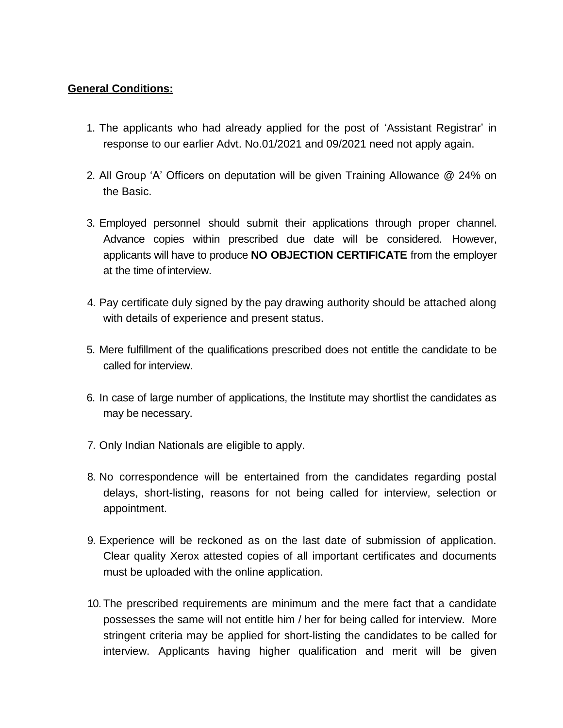**General Conditions:**

1. The applicants who had already applied for the post of 'Assistant Registrar' in response to our earlier Advt. No.01/2021 and 09/2021 need not apply again.

2. All Group 'A' Officers on deputation will be given Training Allowance @ 24% on the Basic.

3. Employed personnel should submit their applications through proper channel. Advance copies within prescribed due date will be considered. However, applicants will have to produce **NO OBJECTION CERTIFICATE** from the employer at the time of interview.

4. Pay certificate duly signed by the pay drawing authority should be attached along with details of experience and present status.

5. Mere fulfillment of the qualifications prescribed does not entitle the candidate to be called for interview.

6. In case of large number of applications, the Institute may shortlist the candidates as may be necessary.

7. Only Indian Nationals are eligible to apply.

8. No correspondence will be entertained from the candidates regarding postal delays, short-listing, reasons for not being called for interview, selection or appointment.

9. Experience will be reckoned as on the last date of submission of application. Clear quality Xerox attested copies of all important certificates and documents must be uploaded with the online application.

10. The prescribed requirements are minimum and the mere fact that a candidate possesses the same will not entitle him / her for being called for interview. More stringent criteria may be applied for short-listing the candidates to be called for interview. Applicants having higher qualification and merit will be given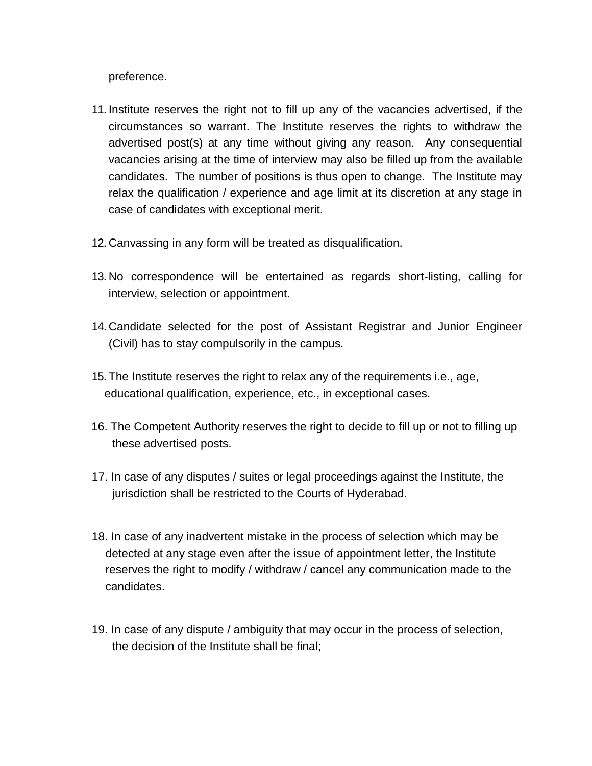preference.

11. Institute reserves the right not to fill up any of the vacancies advertised, if the circumstances so warrant. The Institute reserves the rights to withdraw the advertised post(s) at any time without giving any reason. Any consequential vacancies arising at the time of interview may also be filled up from the available candidates. The number of positions is thus open to change. The Institute may relax the qualification / experience and age limit at its discretion at any stage in case of candidates with exceptional merit.

12. Canvassing in any form will be treated as disqualification.

13. No correspondence will be entertained as regards short-listing, calling for interview, selection or appointment.

14. Candidate selected for the post of Assistant Registrar and Junior Engineer (Civil) has to stay compulsorily in the campus.

15. The Institute reserves the right to relax any of the requirements i.e., age, educational qualification, experience, etc., in exceptional cases.

16. The Competent Authority reserves the right to decide to fill up or not to filling up these advertised posts.

17. In case of any disputes / suites or legal proceedings against the Institute, the jurisdiction shall be restricted to the Courts of Hyderabad.

18. In case of any inadvertent mistake in the process of selection which may be detected at any stage even after the issue of appointment letter, the Institute reserves the right to modify / withdraw / cancel any communication made to the candidates.

19. In case of any dispute / ambiguity that may occur in the process of selection, the decision of the Institute shall be final;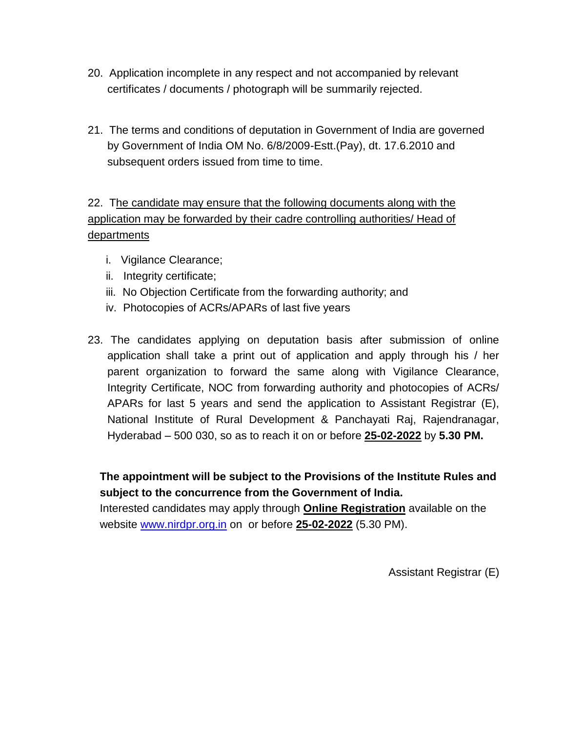20. Application incomplete in any respect and not accompanied by relevant certificates / documents / photograph will be summarily rejected.

21. The terms and conditions of deputation in Government of India are governed by Government of India OM No. 6/8/2009-Estt.(Pay), dt. 17.6.2010 and subsequent orders issued from time to time.

22. The candidate may ensure that the following documents along with the application may be forwarded by their cadre controlling authorities/ Head of departments

    i. Vigilance Clearance;
    ii. Integrity certificate;
    iii. No Objection Certificate from the forwarding authority; and
    iv. Photocopies of ACRs/APARs of last five years

23. The candidates applying on deputation basis after submission of online application shall take a print out of application and apply through his / her parent organization to forward the same along with Vigilance Clearance, Integrity Certificate, NOC from forwarding authority and photocopies of ACRs/ APARs for last 5 years and send the application to Assistant Registrar (E), National Institute of Rural Development & Panchayati Raj, Rajendranagar, Hyderabad – 500 030, so as to reach it on or before **25-02-2022** by **5.30 PM.**

**The appointment will be subject to the Provisions of the Institute Rules and subject to the concurrence from the Government of India.**
Interested candidates may apply through **Online Registration** available on the website www.nirdpr.org.in on or before **25-02-2022** (5.30 PM).

Assistant Registrar (E)